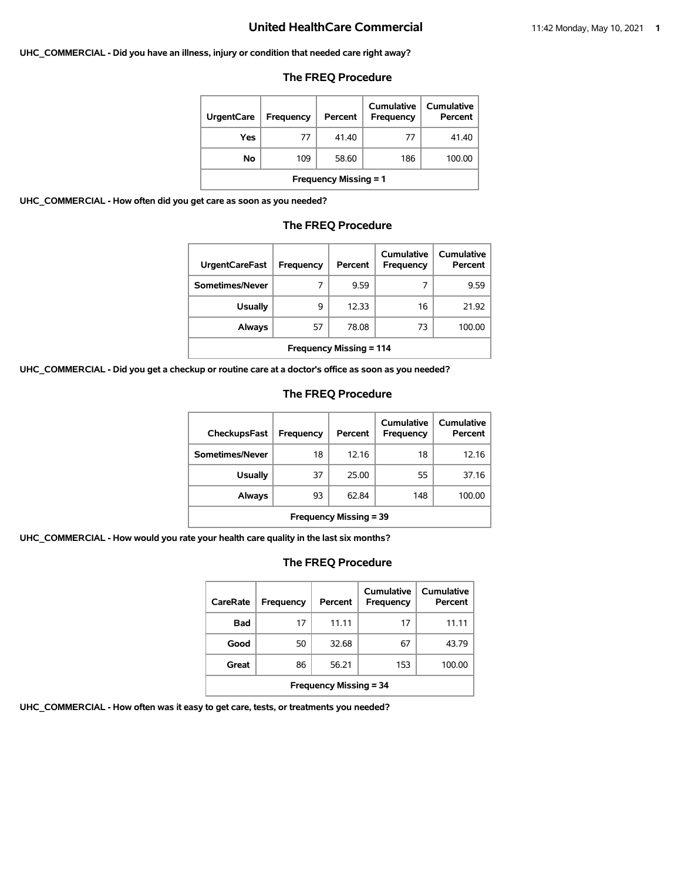# United HealthCare Commercial

**UHC_COMMERCIAL - Did you have an illness, injury or condition that needed care right away?**

## The FREQ Procedure

| UrgentCare | Frequency | Percent | Cumulative Frequency | Cumulative Percent |
|---|---|---|---|---|
| Yes | 77 | 41.40 | 77 | 41.40 |
| No | 109 | 58.60 | 186 | 100.00 |
| Frequency Missing = 1 | | | | |

**UHC_COMMERCIAL - How often did you get care as soon as you needed?**

## The FREQ Procedure

| UrgentCareFast | Frequency | Percent | Cumulative Frequency | Cumulative Percent |
|---|---|---|---|---|
| Sometimes/Never | 7 | 9.59 | 7 | 9.59 |
| Usually | 9 | 12.33 | 16 | 21.92 |
| Always | 57 | 78.08 | 73 | 100.00 |
| Frequency Missing = 114 | | | | |

**UHC_COMMERCIAL - Did you get a checkup or routine care at a doctor's office as soon as you needed?**

## The FREQ Procedure

| CheckupsFast | Frequency | Percent | Cumulative Frequency | Cumulative Percent |
|---|---|---|---|---|
| Sometimes/Never | 18 | 12.16 | 18 | 12.16 |
| Usually | 37 | 25.00 | 55 | 37.16 |
| Always | 93 | 62.84 | 148 | 100.00 |
| Frequency Missing = 39 | | | | |

**UHC_COMMERCIAL - How would you rate your health care quality in the last six months?**

## The FREQ Procedure

| CareRate | Frequency | Percent | Cumulative Frequency | Cumulative Percent |
|---|---|---|---|---|
| Bad | 17 | 11.11 | 17 | 11.11 |
| Good | 50 | 32.68 | 67 | 43.79 |
| Great | 86 | 56.21 | 153 | 100.00 |
| Frequency Missing = 34 | | | | |

**UHC_COMMERCIAL - How often was it easy to get care, tests, or treatments you needed?**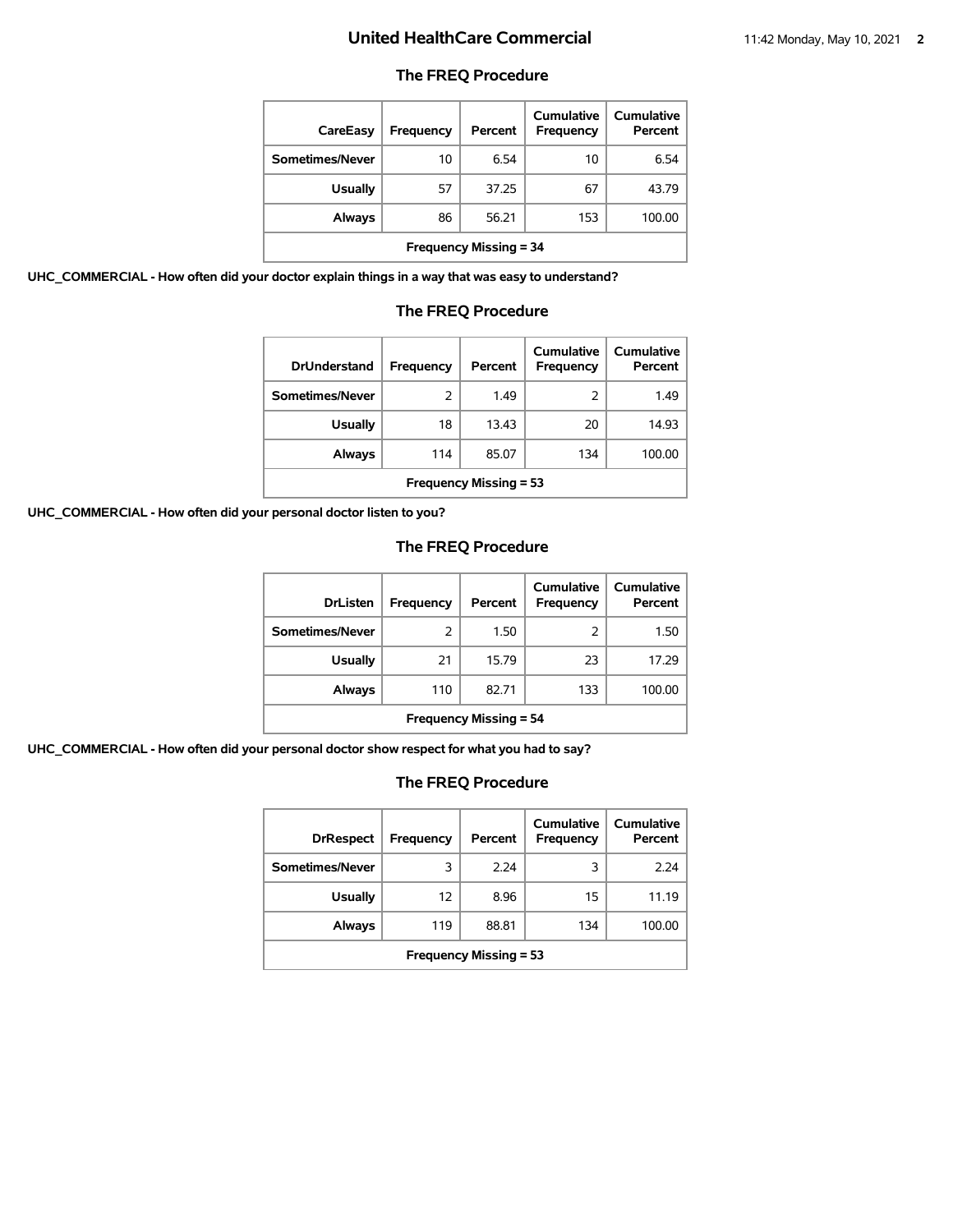## The FREQ Procedure

| CareEasy | Frequency | Percent | Cumulative Frequency | Cumulative Percent |
|---|---|---|---|---|
| Sometimes/Never | 10 | 6.54 | 10 | 6.54 |
| Usually | 57 | 37.25 | 67 | 43.79 |
| Always | 86 | 56.21 | 153 | 100.00 |
| Frequency Missing = 34 | | | | |

**UHC_COMMERCIAL - How often did your doctor explain things in a way that was easy to understand?**

## The FREQ Procedure

| DrUnderstand | Frequency | Percent | Cumulative Frequency | Cumulative Percent |
|---|---|---|---|---|
| Sometimes/Never | 2 | 1.49 | 2 | 1.49 |
| Usually | 18 | 13.43 | 20 | 14.93 |
| Always | 114 | 85.07 | 134 | 100.00 |
| Frequency Missing = 53 | | | | |

**UHC_COMMERCIAL - How often did your personal doctor listen to you?**

## The FREQ Procedure

| DrListen | Frequency | Percent | Cumulative Frequency | Cumulative Percent |
|---|---|---|---|---|
| Sometimes/Never | 2 | 1.50 | 2 | 1.50 |
| Usually | 21 | 15.79 | 23 | 17.29 |
| Always | 110 | 82.71 | 133 | 100.00 |
| Frequency Missing = 54 | | | | |

**UHC_COMMERCIAL - How often did your personal doctor show respect for what you had to say?**

## The FREQ Procedure

| DrRespect | Frequency | Percent | Cumulative Frequency | Cumulative Percent |
|---|---|---|---|---|
| Sometimes/Never | 3 | 2.24 | 3 | 2.24 |
| Usually | 12 | 8.96 | 15 | 11.19 |
| Always | 119 | 88.81 | 134 | 100.00 |
| Frequency Missing = 53 | | | | |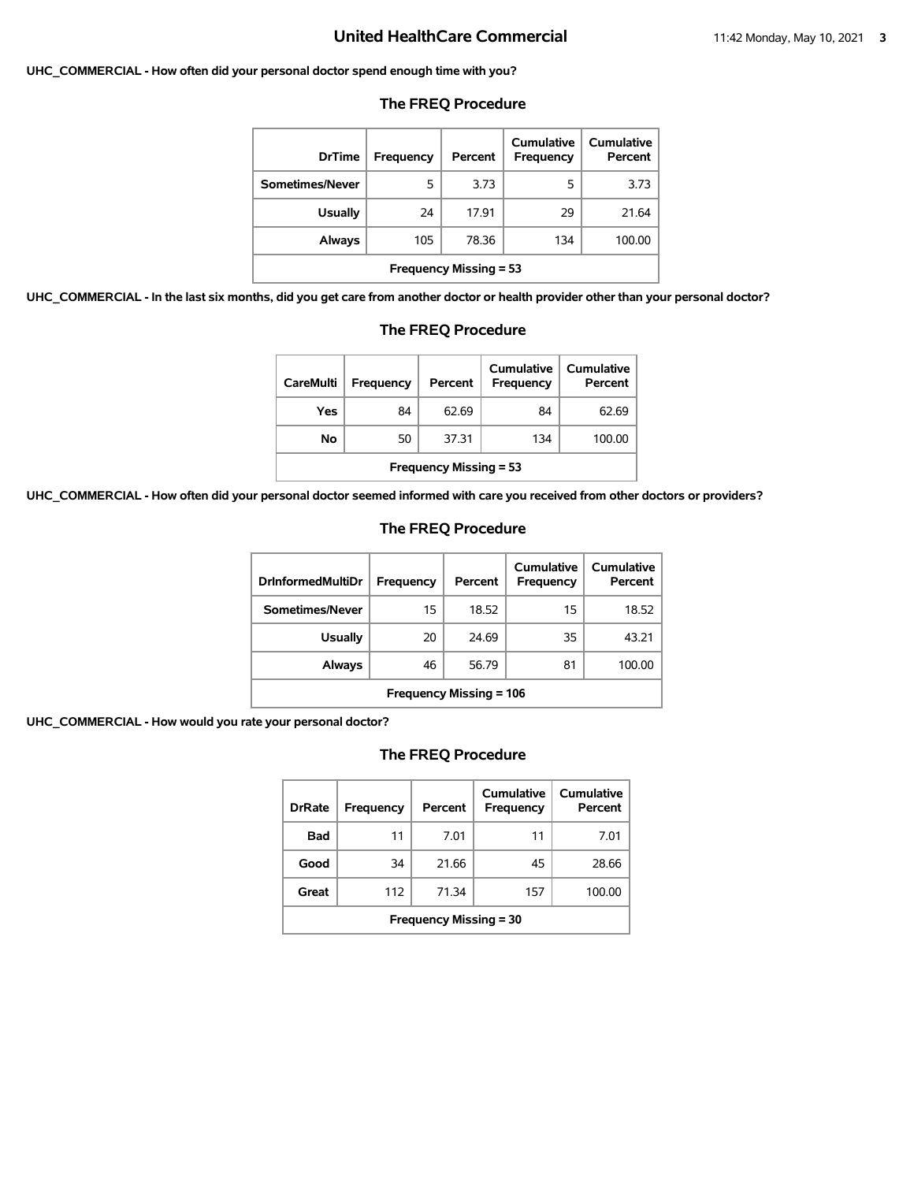**UHC_COMMERCIAL - How often did your personal doctor spend enough time with you?**

### The FREQ Procedure

| DrTime | Frequency | Percent | Cumulative Frequency | Cumulative Percent |
|---|---|---|---|---|
| Sometimes/Never | 5 | 3.73 | 5 | 3.73 |
| Usually | 24 | 17.91 | 29 | 21.64 |
| Always | 105 | 78.36 | 134 | 100.00 |
| Frequency Missing = 53 | | | | |

**UHC_COMMERCIAL - In the last six months, did you get care from another doctor or health provider other than your personal doctor?**

### The FREQ Procedure

| CareMulti | Frequency | Percent | Cumulative Frequency | Cumulative Percent |
|---|---|---|---|---|
| Yes | 84 | 62.69 | 84 | 62.69 |
| No | 50 | 37.31 | 134 | 100.00 |
| Frequency Missing = 53 | | | | |

**UHC_COMMERCIAL - How often did your personal doctor seemed informed with care you received from other doctors or providers?**

### The FREQ Procedure

| DrInformedMultiDr | Frequency | Percent | Cumulative Frequency | Cumulative Percent |
|---|---|---|---|---|
| Sometimes/Never | 15 | 18.52 | 15 | 18.52 |
| Usually | 20 | 24.69 | 35 | 43.21 |
| Always | 46 | 56.79 | 81 | 100.00 |
| Frequency Missing = 106 | | | | |

**UHC_COMMERCIAL - How would you rate your personal doctor?**

### The FREQ Procedure

| DrRate | Frequency | Percent | Cumulative Frequency | Cumulative Percent |
|---|---|---|---|---|
| Bad | 11 | 7.01 | 11 | 7.01 |
| Good | 34 | 21.66 | 45 | 28.66 |
| Great | 112 | 71.34 | 157 | 100.00 |
| Frequency Missing = 30 | | | | |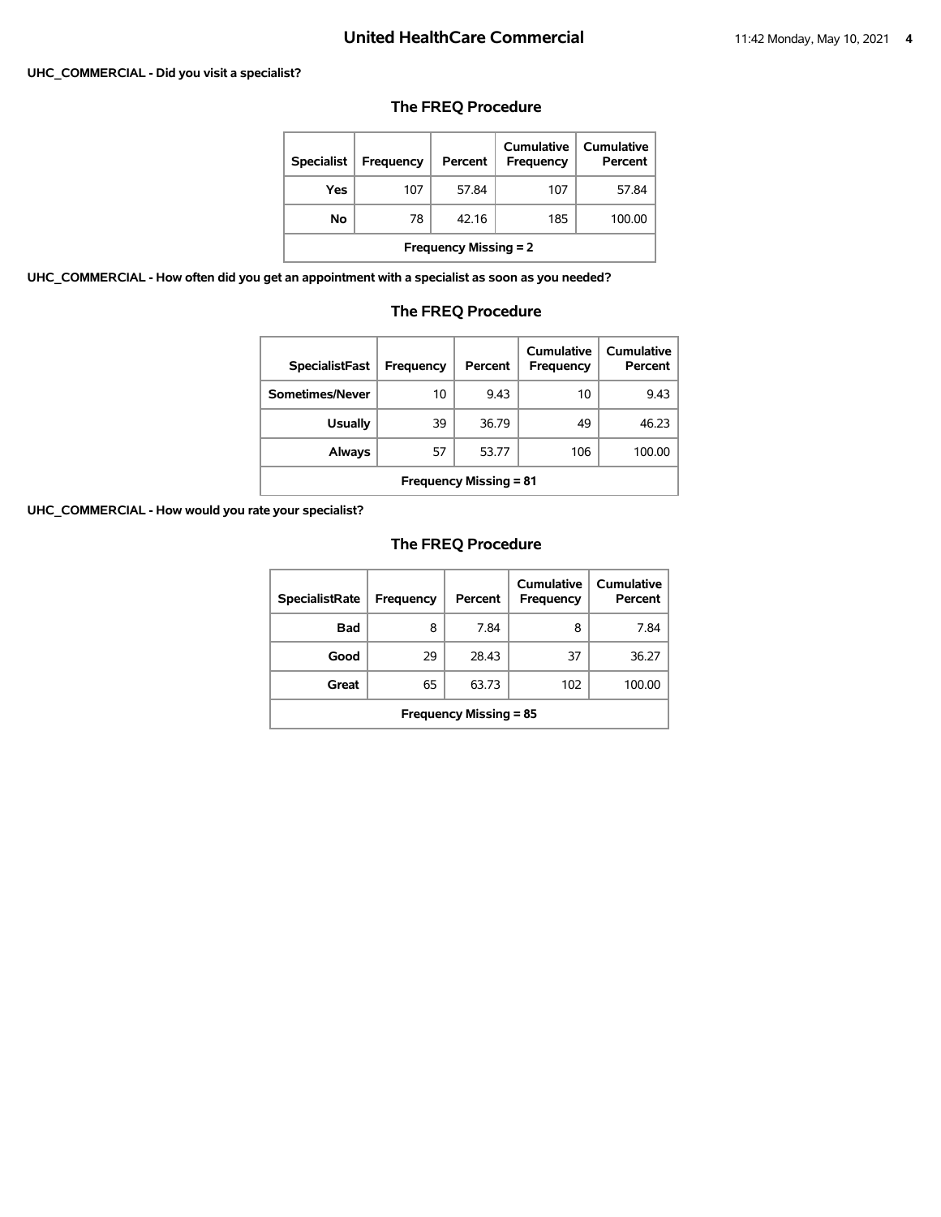## UHC_COMMERCIAL - Did you visit a specialist?

### The FREQ Procedure

| Specialist | Frequency | Percent | Cumulative Frequency | Cumulative Percent |
|---|---|---|---|---|
| Yes | 107 | 57.84 | 107 | 57.84 |
| No | 78 | 42.16 | 185 | 100.00 |
| Frequency Missing = 2 | | | | |

## UHC_COMMERCIAL - How often did you get an appointment with a specialist as soon as you needed?

### The FREQ Procedure

| SpecialistFast | Frequency | Percent | Cumulative Frequency | Cumulative Percent |
|---|---|---|---|---|
| Sometimes/Never | 10 | 9.43 | 10 | 9.43 |
| Usually | 39 | 36.79 | 49 | 46.23 |
| Always | 57 | 53.77 | 106 | 100.00 |
| Frequency Missing = 81 | | | | |

## UHC_COMMERCIAL - How would you rate your specialist?

### The FREQ Procedure

| SpecialistRate | Frequency | Percent | Cumulative Frequency | Cumulative Percent |
|---|---|---|---|---|
| Bad | 8 | 7.84 | 8 | 7.84 |
| Good | 29 | 28.43 | 37 | 36.27 |
| Great | 65 | 63.73 | 102 | 100.00 |
| Frequency Missing = 85 | | | | |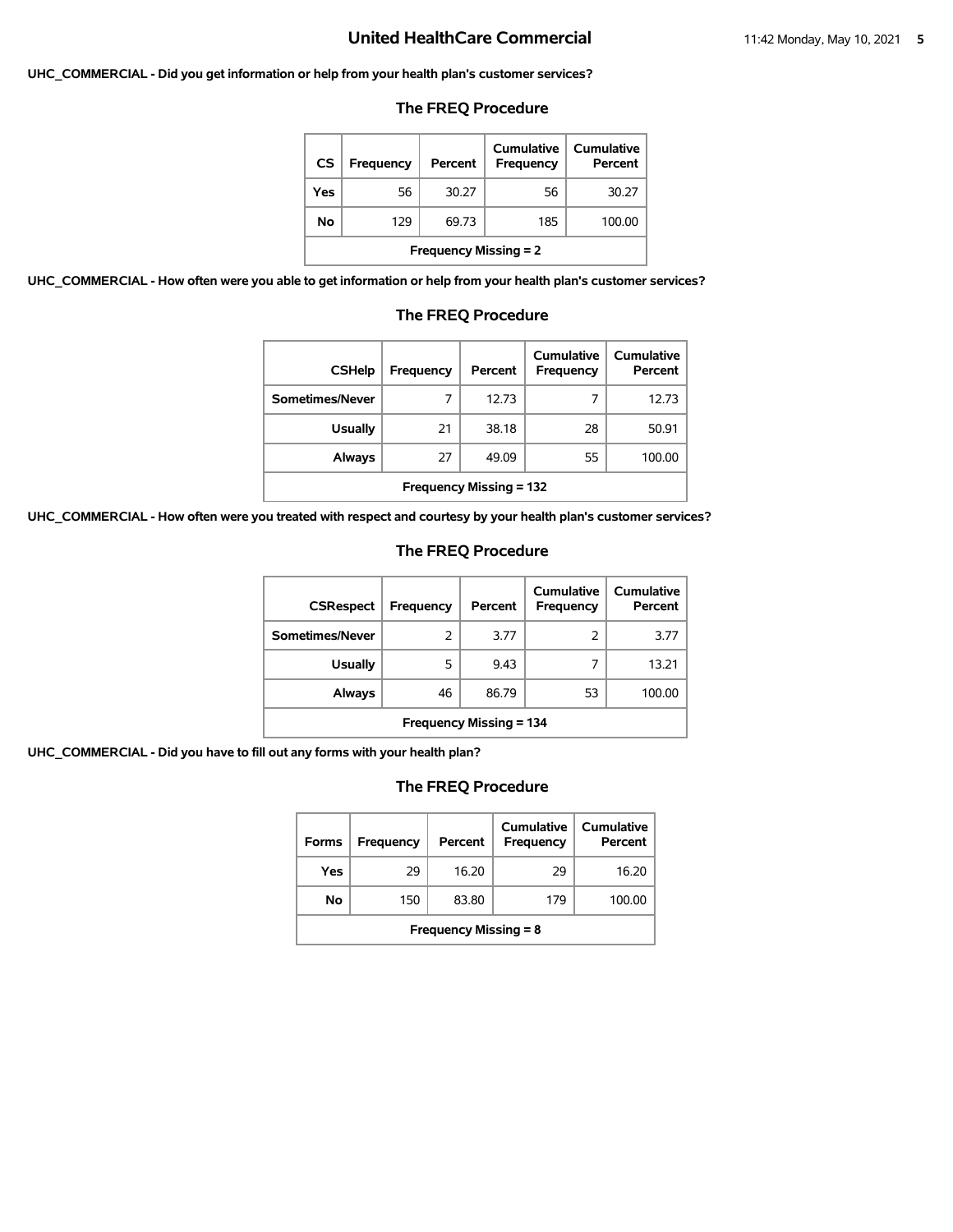**UHC_COMMERCIAL - Did you get information or help from your health plan's customer services?**

### The FREQ Procedure

| CS | Frequency | Percent | Cumulative Frequency | Cumulative Percent |
|---|---|---|---|---|
| Yes | 56 | 30.27 | 56 | 30.27 |
| No | 129 | 69.73 | 185 | 100.00 |
| Frequency Missing = 2 | | | | |

**UHC_COMMERCIAL - How often were you able to get information or help from your health plan's customer services?**

### The FREQ Procedure

| CSHelp | Frequency | Percent | Cumulative Frequency | Cumulative Percent |
|---|---|---|---|---|
| Sometimes/Never | 7 | 12.73 | 7 | 12.73 |
| Usually | 21 | 38.18 | 28 | 50.91 |
| Always | 27 | 49.09 | 55 | 100.00 |
| Frequency Missing = 132 | | | | |

**UHC_COMMERCIAL - How often were you treated with respect and courtesy by your health plan's customer services?**

### The FREQ Procedure

| CSRespect | Frequency | Percent | Cumulative Frequency | Cumulative Percent |
|---|---|---|---|---|
| Sometimes/Never | 2 | 3.77 | 2 | 3.77 |
| Usually | 5 | 9.43 | 7 | 13.21 |
| Always | 46 | 86.79 | 53 | 100.00 |
| Frequency Missing = 134 | | | | |

**UHC_COMMERCIAL - Did you have to fill out any forms with your health plan?**

### The FREQ Procedure

| Forms | Frequency | Percent | Cumulative Frequency | Cumulative Percent |
|---|---|---|---|---|
| Yes | 29 | 16.20 | 29 | 16.20 |
| No | 150 | 83.80 | 179 | 100.00 |
| Frequency Missing = 8 | | | | |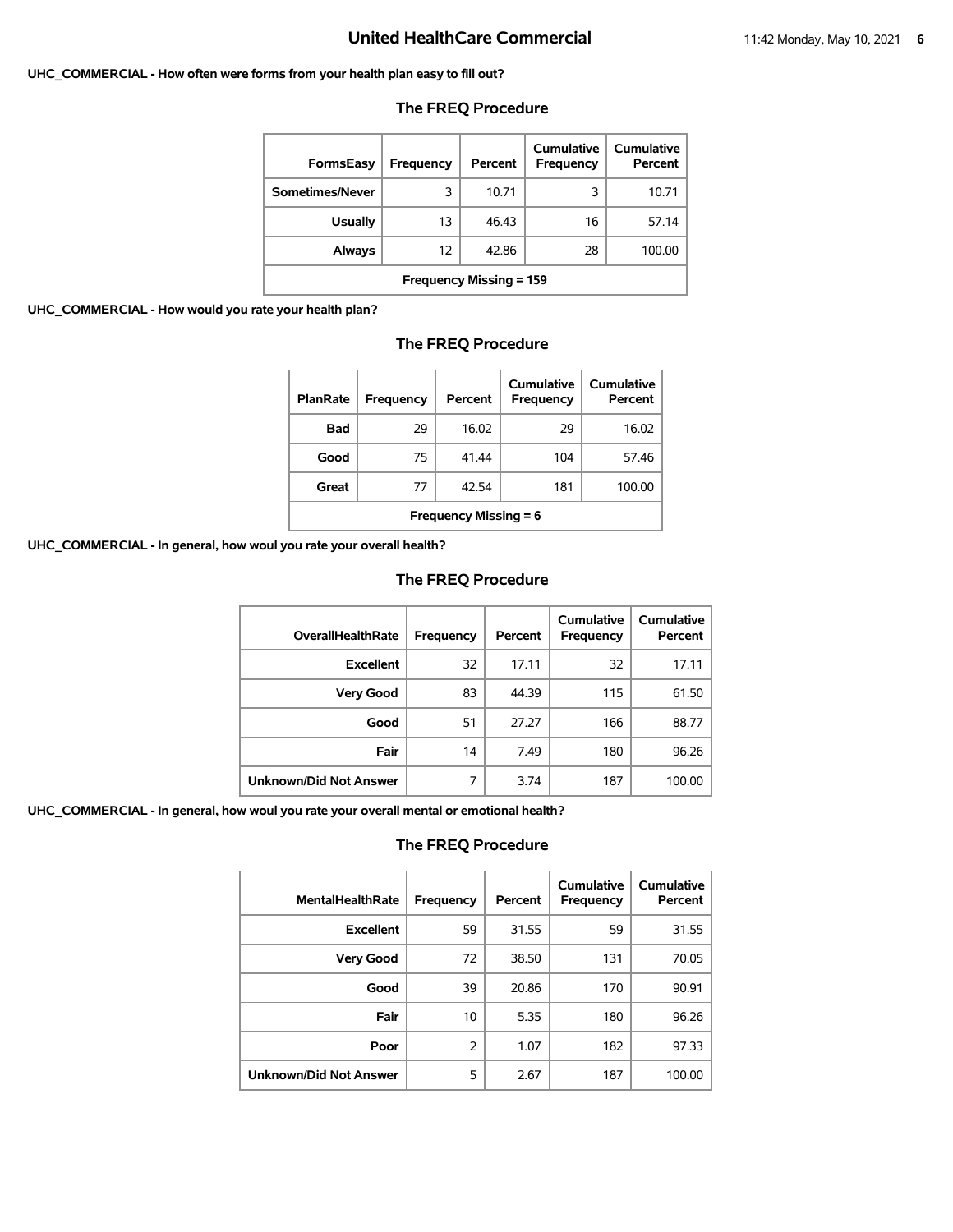**UHC_COMMERCIAL - How often were forms from your health plan easy to fill out?**

## The FREQ Procedure

| FormsEasy | Frequency | Percent | Cumulative Frequency | Cumulative Percent |
|---|---|---|---|---|
| Sometimes/Never | 3 | 10.71 | 3 | 10.71 |
| Usually | 13 | 46.43 | 16 | 57.14 |
| Always | 12 | 42.86 | 28 | 100.00 |
| Frequency Missing = 159 | | | | |

**UHC_COMMERCIAL - How would you rate your health plan?**

## The FREQ Procedure

| PlanRate | Frequency | Percent | Cumulative Frequency | Cumulative Percent |
|---|---|---|---|---|
| Bad | 29 | 16.02 | 29 | 16.02 |
| Good | 75 | 41.44 | 104 | 57.46 |
| Great | 77 | 42.54 | 181 | 100.00 |
| Frequency Missing = 6 | | | | |

**UHC_COMMERCIAL - In general, how woul you rate your overall health?**

## The FREQ Procedure

| OverallHealthRate | Frequency | Percent | Cumulative Frequency | Cumulative Percent |
|---|---|---|---|---|
| Excellent | 32 | 17.11 | 32 | 17.11 |
| Very Good | 83 | 44.39 | 115 | 61.50 |
| Good | 51 | 27.27 | 166 | 88.77 |
| Fair | 14 | 7.49 | 180 | 96.26 |
| Unknown/Did Not Answer | 7 | 3.74 | 187 | 100.00 |

**UHC_COMMERCIAL - In general, how woul you rate your overall mental or emotional health?**

## The FREQ Procedure

| MentalHealthRate | Frequency | Percent | Cumulative Frequency | Cumulative Percent |
|---|---|---|---|---|
| Excellent | 59 | 31.55 | 59 | 31.55 |
| Very Good | 72 | 38.50 | 131 | 70.05 |
| Good | 39 | 20.86 | 170 | 90.91 |
| Fair | 10 | 5.35 | 180 | 96.26 |
| Poor | 2 | 1.07 | 182 | 97.33 |
| Unknown/Did Not Answer | 5 | 2.67 | 187 | 100.00 |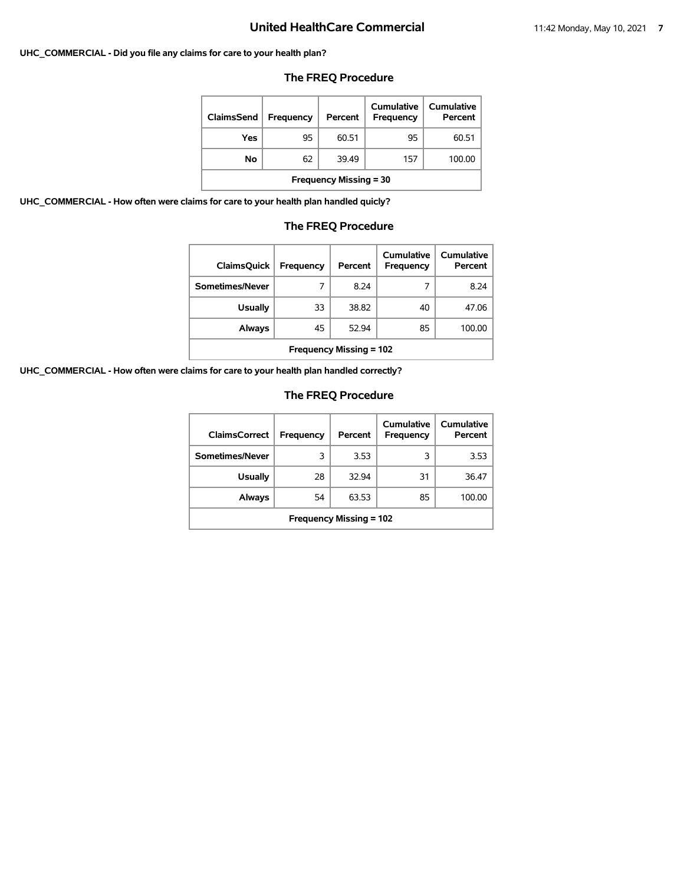## United HealthCare Commercial

**UHC_COMMERCIAL - Did you file any claims for care to your health plan?**

### The FREQ Procedure

| ClaimsSend | Frequency | Percent | Cumulative Frequency | Cumulative Percent |
|---|---|---|---|---|
| Yes | 95 | 60.51 | 95 | 60.51 |
| No | 62 | 39.49 | 157 | 100.00 |
| Frequency Missing = 30 | | | | |

**UHC_COMMERCIAL - How often were claims for care to your health plan handled quicly?**

### The FREQ Procedure

| ClaimsQuick | Frequency | Percent | Cumulative Frequency | Cumulative Percent |
|---|---|---|---|---|
| Sometimes/Never | 7 | 8.24 | 7 | 8.24 |
| Usually | 33 | 38.82 | 40 | 47.06 |
| Always | 45 | 52.94 | 85 | 100.00 |
| Frequency Missing = 102 | | | | |

**UHC_COMMERCIAL - How often were claims for care to your health plan handled correctly?**

### The FREQ Procedure

| ClaimsCorrect | Frequency | Percent | Cumulative Frequency | Cumulative Percent |
|---|---|---|---|---|
| Sometimes/Never | 3 | 3.53 | 3 | 3.53 |
| Usually | 28 | 32.94 | 31 | 36.47 |
| Always | 54 | 63.53 | 85 | 100.00 |
| Frequency Missing = 102 | | | | |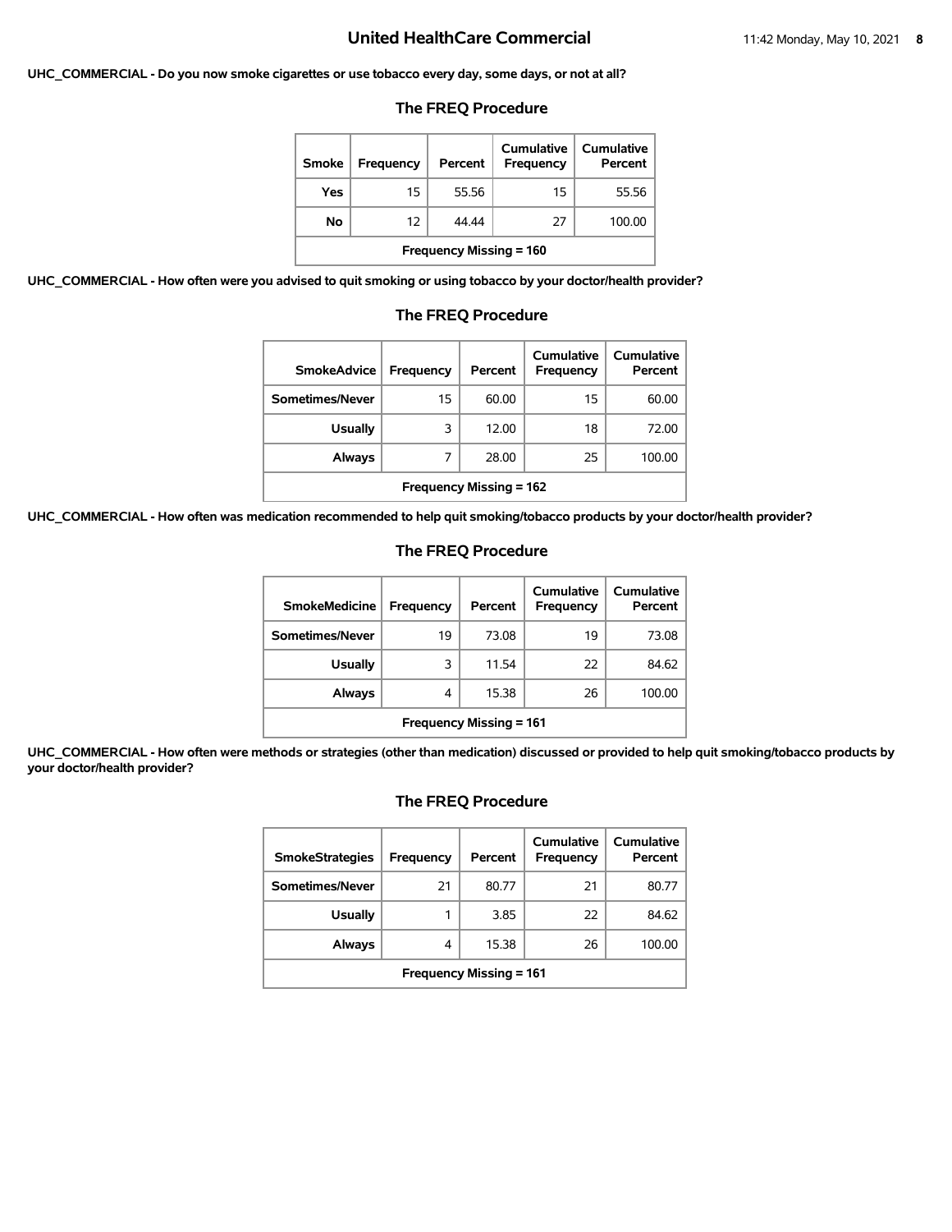**UHC_COMMERCIAL - Do you now smoke cigarettes or use tobacco every day, some days, or not at all?**

### The FREQ Procedure

| Smoke | Frequency | Percent | Cumulative Frequency | Cumulative Percent |
|---|---|---|---|---|
| Yes | 15 | 55.56 | 15 | 55.56 |
| No | 12 | 44.44 | 27 | 100.00 |
| Frequency Missing = 160 | | | | |

**UHC_COMMERCIAL - How often were you advised to quit smoking or using tobacco by your doctor/health provider?**

### The FREQ Procedure

| SmokeAdvice | Frequency | Percent | Cumulative Frequency | Cumulative Percent |
|---|---|---|---|---|
| Sometimes/Never | 15 | 60.00 | 15 | 60.00 |
| Usually | 3 | 12.00 | 18 | 72.00 |
| Always | 7 | 28.00 | 25 | 100.00 |
| Frequency Missing = 162 | | | | |

**UHC_COMMERCIAL - How often was medication recommended to help quit smoking/tobacco products by your doctor/health provider?**

### The FREQ Procedure

| SmokeMedicine | Frequency | Percent | Cumulative Frequency | Cumulative Percent |
|---|---|---|---|---|
| Sometimes/Never | 19 | 73.08 | 19 | 73.08 |
| Usually | 3 | 11.54 | 22 | 84.62 |
| Always | 4 | 15.38 | 26 | 100.00 |
| Frequency Missing = 161 | | | | |

**UHC_COMMERCIAL - How often were methods or strategies (other than medication) discussed or provided to help quit smoking/tobacco products by your doctor/health provider?**

### The FREQ Procedure

| SmokeStrategies | Frequency | Percent | Cumulative Frequency | Cumulative Percent |
|---|---|---|---|---|
| Sometimes/Never | 21 | 80.77 | 21 | 80.77 |
| Usually | 1 | 3.85 | 22 | 84.62 |
| Always | 4 | 15.38 | 26 | 100.00 |
| Frequency Missing = 161 | | | | |